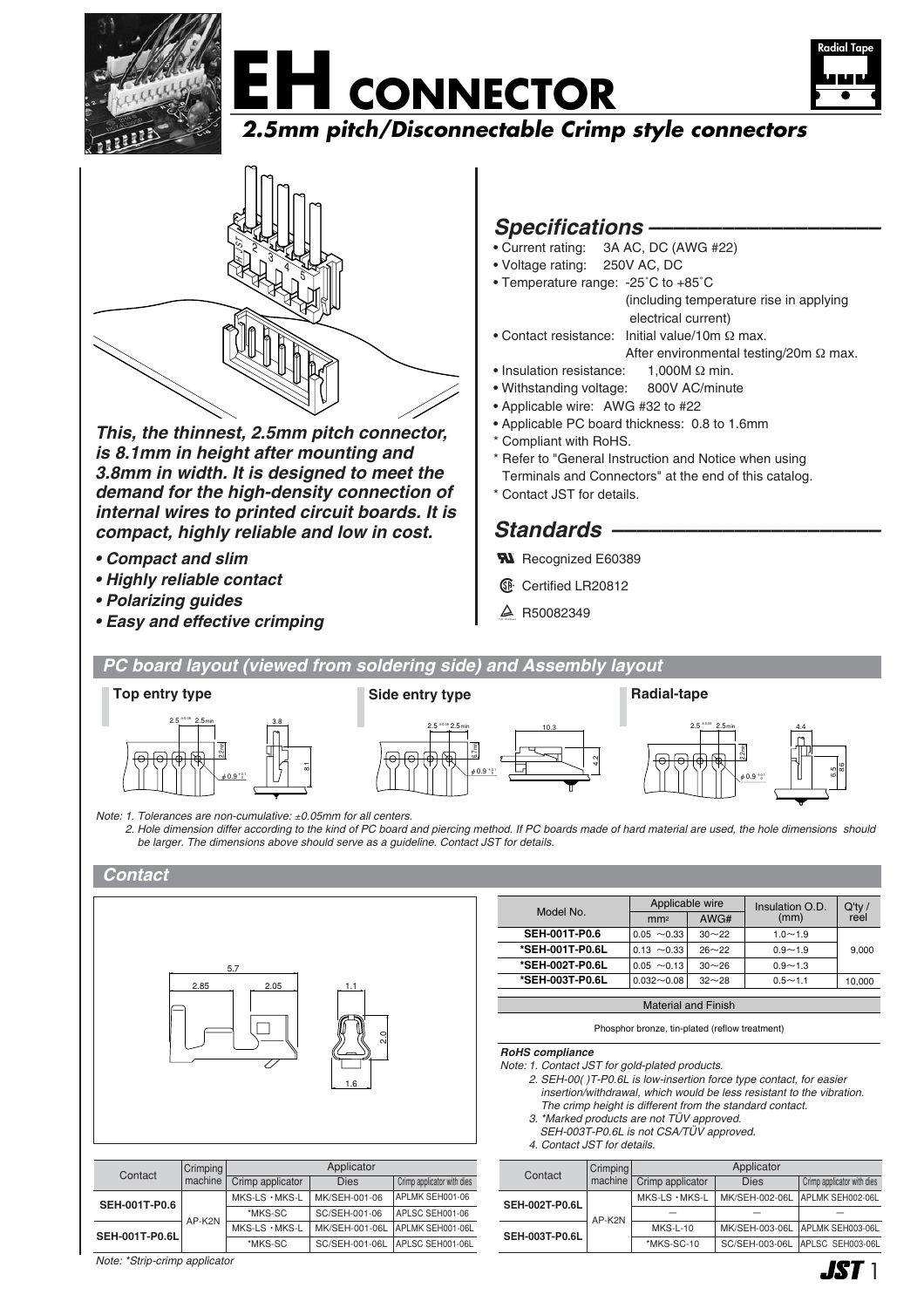# EH CONNECTOR

## 2.5mm pitch/Disconnectable Crimp style connectors

Radial Tape

***This, the thinnest, 2.5mm pitch connector, is 8.1mm in height after mounting and 3.8mm in width. It is designed to meet the demand for the high-density connection of internal wires to printed circuit boards. It is compact, highly reliable and low in cost.***

- ***Compact and slim***
- ***Highly reliable contact***
- ***Polarizing guides***
- ***Easy and effective crimping***

## Specifications

- Current rating: 3A AC, DC (AWG #22)
- Voltage rating: 250V AC, DC
- Temperature range: -25˚C to +85˚C (including temperature rise in applying electrical current)
- Contact resistance: Initial value/10m Ω max. After environmental testing/20m Ω max.
- Insulation resistance: 1,000M Ω min.
- Withstanding voltage: 800V AC/minute
- Applicable wire: AWG #32 to #22
- Applicable PC board thickness: 0.8 to 1.6mm

\* Compliant with RoHS.
\* Refer to "General Instruction and Notice when using Terminals and Connectors" at the end of this catalog.
\* Contact JST for details.

## Standards

- Recognized E60389
- Certified LR20812
- R50082349

## PC board layout (viewed from soldering side) and Assembly layout

**Top entry type** **Side entry type** **Radial-tape**

Note: 1. Tolerances are non-cumulative: ±0.05mm for all centers.
2. Hole dimension differ according to the kind of PC board and piercing method. If PC boards made of hard material are used, the hole dimensions should be larger. The dimensions above should serve as a guideline. Contact JST for details.

## Contact

| Model No. | Applicable wire | | Insulation O.D. (mm) | Q'ty / reel |
|---|---|---|---|---|
| | mm² | AWG# | | |
| SEH-001T-P0.6 | 0.05 ~0.33 | 30~22 | 1.0~1.9 | 9,000 |
| *SEH-001T-P0.6L | 0.13 ~0.33 | 26~22 | 0.9~1.9 | |
| *SEH-002T-P0.6L | 0.05 ~0.13 | 30~26 | 0.9~1.3 | |
| *SEH-003T-P0.6L | 0.032~0.08 | 32~28 | 0.5~1.1 | 10,000 |

| Material and Finish |
|---|
| Phosphor bronze, tin-plated (reflow treatment) |

*RoHS compliance*

*Note: 1. Contact JST for gold-plated products.*
*2. SEH-00( )T-P0.6L is low-insertion force type contact, for easier insertion/withdrawal, which would be less resistant to the vibration. The crimp height is different from the standard contact.*
*3. \*Marked products are not TÜV approved. SEH-003T-P0.6L is not CSA/TÜV approved.*
*4. Contact JST for details.*

| Contact | Crimping machine | Applicator | | |
|---|---|---|---|---|
| | | Crimp applicator | Dies | Crimp applicator with dies |
| SEH-001T-P0.6 | AP-K2N | MKS-LS・MKS-L | MK/SEH-001-06 | APLMK SEH001-06 |
| | | *MKS-SC | SC/SEH-001-06 | APLSC SEH001-06 |
| SEH-001T-P0.6L | | MKS-LS・MKS-L | MK/SEH-001-06L | APLMK SEH001-06L |
| | | *MKS-SC | SC/SEH-001-06L | APLSC SEH001-06L |

*Note: \*Strip-crimp applicator*

| Contact | Crimping machine | Applicator | | |
|---|---|---|---|---|
| | | Crimp applicator | Dies | Crimp applicator with dies |
| SEH-002T-P0.6L | AP-K2N | MKS-LS・MKS-L | MK/SEH-002-06L | APLMK SEH002-06L |
| | | — | — | — |
| SEH-003T-P0.6L | | MKS-L-10 | MK/SEH-003-06L | APLMK SEH003-06L |
| | | *MKS-SC-10 | SC/SEH-003-06L | APLSC SEH003-06L |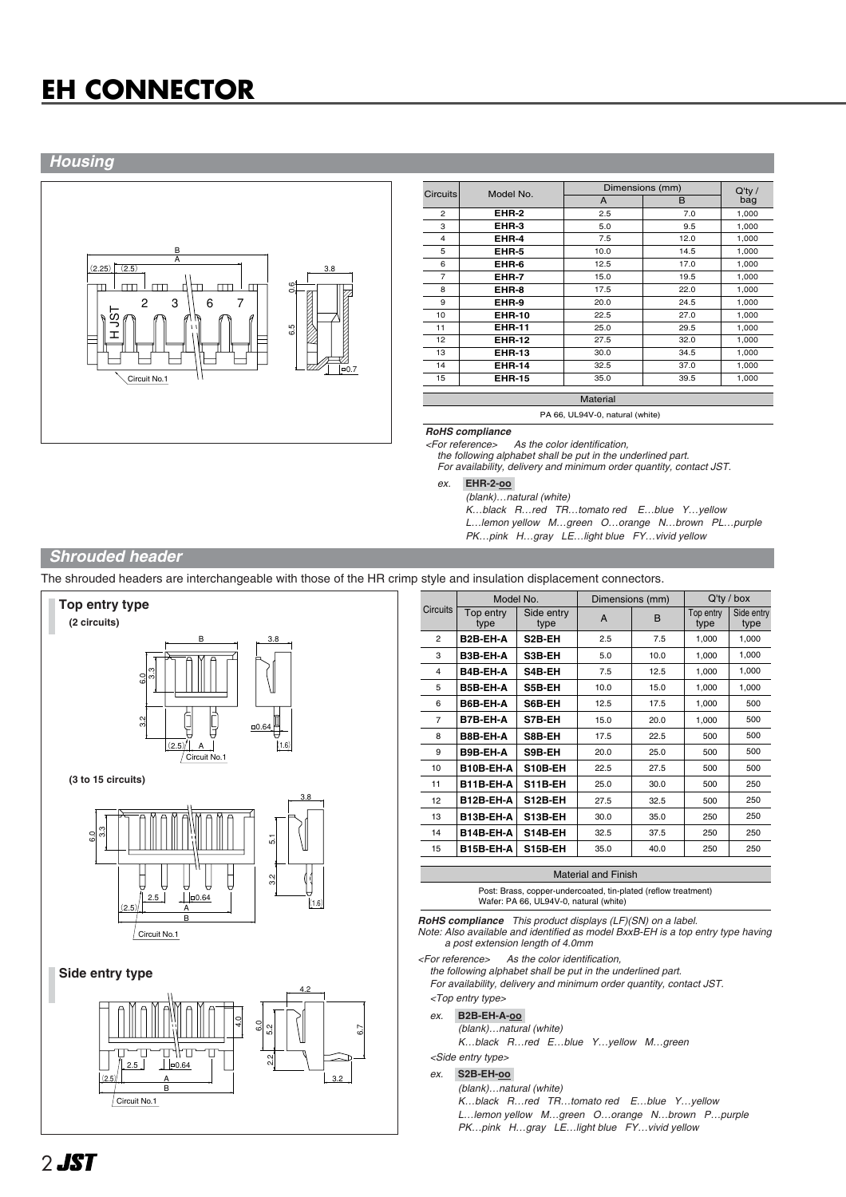# EH CONNECTOR

## Housing

| Circuits | Model No. | Dimensions (mm) | | Q'ty / bag |
|---|---|---|---|---|
| | | A | B | |
| 2 | **EHR-2** | 2.5 | 7.0 | 1,000 |
| 3 | **EHR-3** | 5.0 | 9.5 | 1,000 |
| 4 | **EHR-4** | 7.5 | 12.0 | 1,000 |
| 5 | **EHR-5** | 10.0 | 14.5 | 1,000 |
| 6 | **EHR-6** | 12.5 | 17.0 | 1,000 |
| 7 | **EHR-7** | 15.0 | 19.5 | 1,000 |
| 8 | **EHR-8** | 17.5 | 22.0 | 1,000 |
| 9 | **EHR-9** | 20.0 | 24.5 | 1,000 |
| 10 | **EHR-10** | 22.5 | 27.0 | 1,000 |
| 11 | **EHR-11** | 25.0 | 29.5 | 1,000 |
| 12 | **EHR-12** | 27.5 | 32.0 | 1,000 |
| 13 | **EHR-13** | 30.0 | 34.5 | 1,000 |
| 14 | **EHR-14** | 32.5 | 37.0 | 1,000 |
| 15 | **EHR-15** | 35.0 | 39.5 | 1,000 |

| Material |
|---|
| PA 66, UL94V-0, natural (white) |

***RoHS compliance***

*<For reference> As the color identification, the following alphabet shall be put in the underlined part. For availability, delivery and minimum order quantity, contact JST.*

*ex.* **EHR-2-oo**

*(blank)…natural (white)*
*K…black R…red TR…tomato red E…blue Y…yellow*
*L…lemon yellow M…green O…orange N…brown PL…purple*
*PK…pink H…gray LE…light blue FY…vivid yellow*

## Shrouded header

The shrouded headers are interchangeable with those of the HR crimp style and insulation displacement connectors.

### Top entry type

**(2 circuits)**

**(3 to 15 circuits)**

### Side entry type

| Circuits | Model No. | | Dimensions (mm) | | Q'ty / box | |
|---|---|---|---|---|---|---|
| | Top entry type | Side entry type | A | B | Top entry type | Side entry type |
| 2 | **B2B-EH-A** | **S2B-EH** | 2.5 | 7.5 | 1,000 | 1,000 |
| 3 | **B3B-EH-A** | **S3B-EH** | 5.0 | 10.0 | 1,000 | 1,000 |
| 4 | **B4B-EH-A** | **S4B-EH** | 7.5 | 12.5 | 1,000 | 1,000 |
| 5 | **B5B-EH-A** | **S5B-EH** | 10.0 | 15.0 | 1,000 | 1,000 |
| 6 | **B6B-EH-A** | **S6B-EH** | 12.5 | 17.5 | 1,000 | 500 |
| 7 | **B7B-EH-A** | **S7B-EH** | 15.0 | 20.0 | 1,000 | 500 |
| 8 | **B8B-EH-A** | **S8B-EH** | 17.5 | 22.5 | 500 | 500 |
| 9 | **B9B-EH-A** | **S9B-EH** | 20.0 | 25.0 | 500 | 500 |
| 10 | **B10B-EH-A** | **S10B-EH** | 22.5 | 27.5 | 500 | 500 |
| 11 | **B11B-EH-A** | **S11B-EH** | 25.0 | 30.0 | 500 | 250 |
| 12 | **B12B-EH-A** | **S12B-EH** | 27.5 | 32.5 | 500 | 250 |
| 13 | **B13B-EH-A** | **S13B-EH** | 30.0 | 35.0 | 250 | 250 |
| 14 | **B14B-EH-A** | **S14B-EH** | 32.5 | 37.5 | 250 | 250 |
| 15 | **B15B-EH-A** | **S15B-EH** | 35.0 | 40.0 | 250 | 250 |

| Material and Finish |
|---|
| Post: Brass, copper-undercoated, tin-plated (reflow treatment)<br>Wafer: PA 66, UL94V-0, natural (white) |

***RoHS compliance*** *This product displays (LF)(SN) on a label.*

*Note: Also available and identified as model BxxB-EH is a top entry type having a post extension length of 4.0mm*

*<For reference> As the color identification, the following alphabet shall be put in the underlined part. For availability, delivery and minimum order quantity, contact JST.*

*<Top entry type>*

*ex.* **B2B-EH-A-oo**

*(blank)…natural (white)*
*K…black R…red E…blue Y…yellow M…green*

*<Side entry type>*

*ex.* **S2B-EH-oo**

*(blank)…natural (white)*
*K…black R…red TR…tomato red E…blue Y…yellow*
*L…lemon yellow M…green O…orange N…brown P…purple*
*PK…pink H…gray LE…light blue FY…vivid yellow*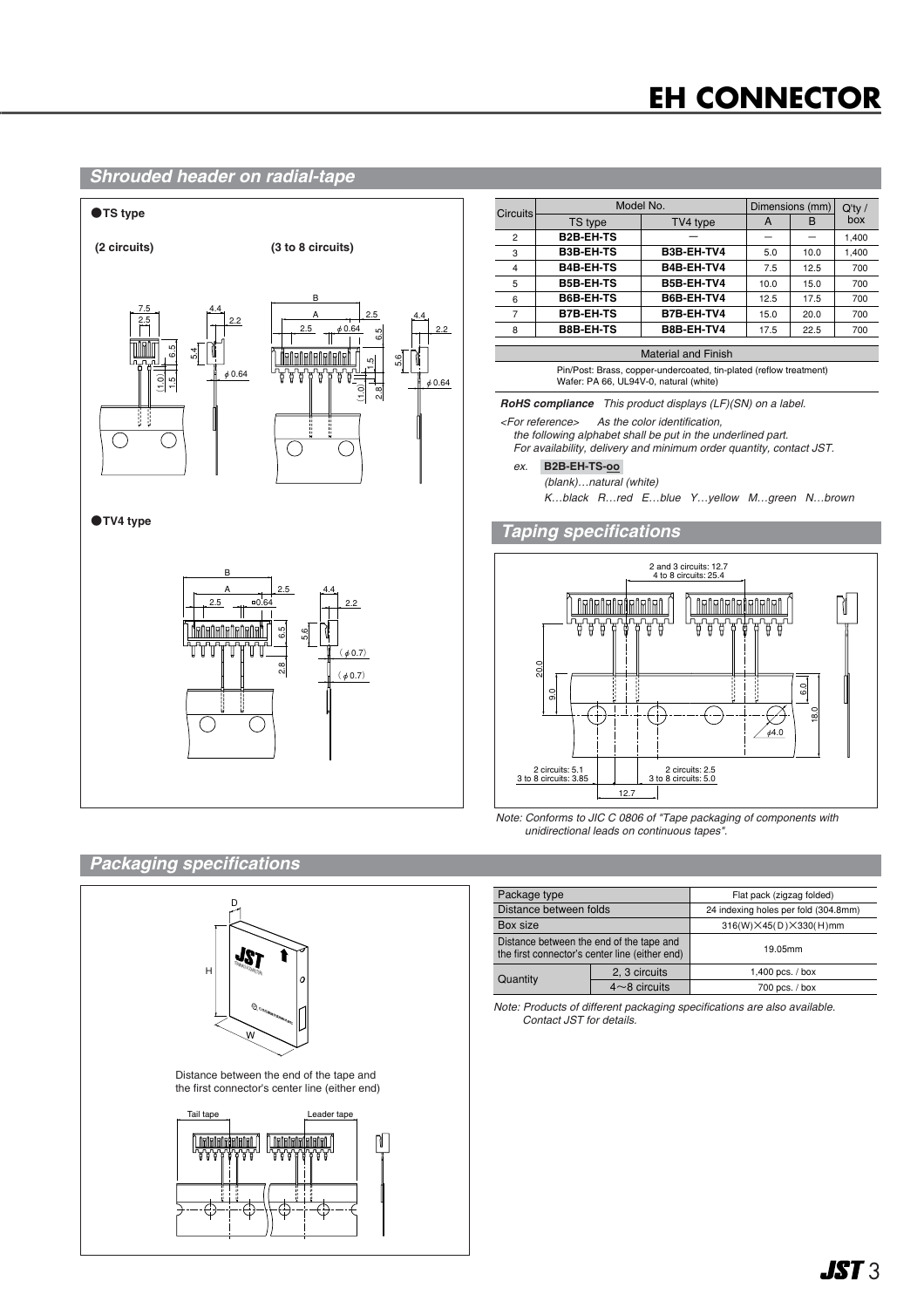# EH CONNECTOR

## Shrouded header on radial-tape

●TS type

(2 circuits)

(3 to 8 circuits)

7.5
2.5
6.5
5.4
1.0
1.5
4.4
2.2
ϕ0.64

B
A
2.5
2.5
ϕ0.64
6.5
1.5
1.0
2.8
5.6
4.4
2.2
ϕ0.64

●TV4 type

B
A
2.5
2.5
□0.64
6.5
2.8
5.6
4.4
2.2
(ϕ0.7)
(ϕ0.7)

| Circuits | Model No. | | Dimensions (mm) | | Q'ty / box |
|---|---|---|---|---|---|
| | TS type | TV4 type | A | B | |
| 2 | **B2B-EH-TS** | — | — | — | 1,400 |
| 3 | **B3B-EH-TS** | **B3B-EH-TV4** | 5.0 | 10.0 | 1,400 |
| 4 | **B4B-EH-TS** | **B4B-EH-TV4** | 7.5 | 12.5 | 700 |
| 5 | **B5B-EH-TS** | **B5B-EH-TV4** | 10.0 | 15.0 | 700 |
| 6 | **B6B-EH-TS** | **B6B-EH-TV4** | 12.5 | 17.5 | 700 |
| 7 | **B7B-EH-TS** | **B7B-EH-TV4** | 15.0 | 20.0 | 700 |
| 8 | **B8B-EH-TS** | **B8B-EH-TV4** | 17.5 | 22.5 | 700 |

| Material and Finish |
|---|
| Pin/Post: Brass, copper-undercoated, tin-plated (reflow treatment)<br>Wafer: PA 66, UL94V-0, natural (white) |

***RoHS compliance*** *This product displays (LF)(SN) on a label.*

*<For reference> As the color identification,*
*the following alphabet shall be put in the underlined part.*
*For availability, delivery and minimum order quantity, contact JST.*

*ex.* **B2B-EH-TS-oo**
*(blank)…natural (white)*
*K…black R…red E…blue Y…yellow M…green N…brown*

## Taping specifications

2 and 3 circuits: 12.7
4 to 8 circuits: 25.4
20.0
9.0
6.0
18.0
ϕ4.0
2 circuits: 5.1
3 to 8 circuits: 3.85
2 circuits: 2.5
3 to 8 circuits: 5.0
12.7

*Note: Conforms to JIC C 0806 of "Tape packaging of components with unidirectional leads on continuous tapes".*

## Packaging specifications

D
H
W

Distance between the end of the tape and the first connector's center line (either end)

Tail tape
Leader tape

| Package type | | Flat pack (zigzag folded) |
|---|---|---|
| Distance between folds | | 24 indexing holes per fold (304.8mm) |
| Box size | | 316(W)×45(D)×330(H)mm |
| Distance between the end of the tape and the first connector's center line (either end) | | 19.05mm |
| Quantity | 2, 3 circuits | 1,400 pcs. / box |
| | 4~8 circuits | 700 pcs. / box |

*Note: Products of different packaging specifications are also available. Contact JST for details.*